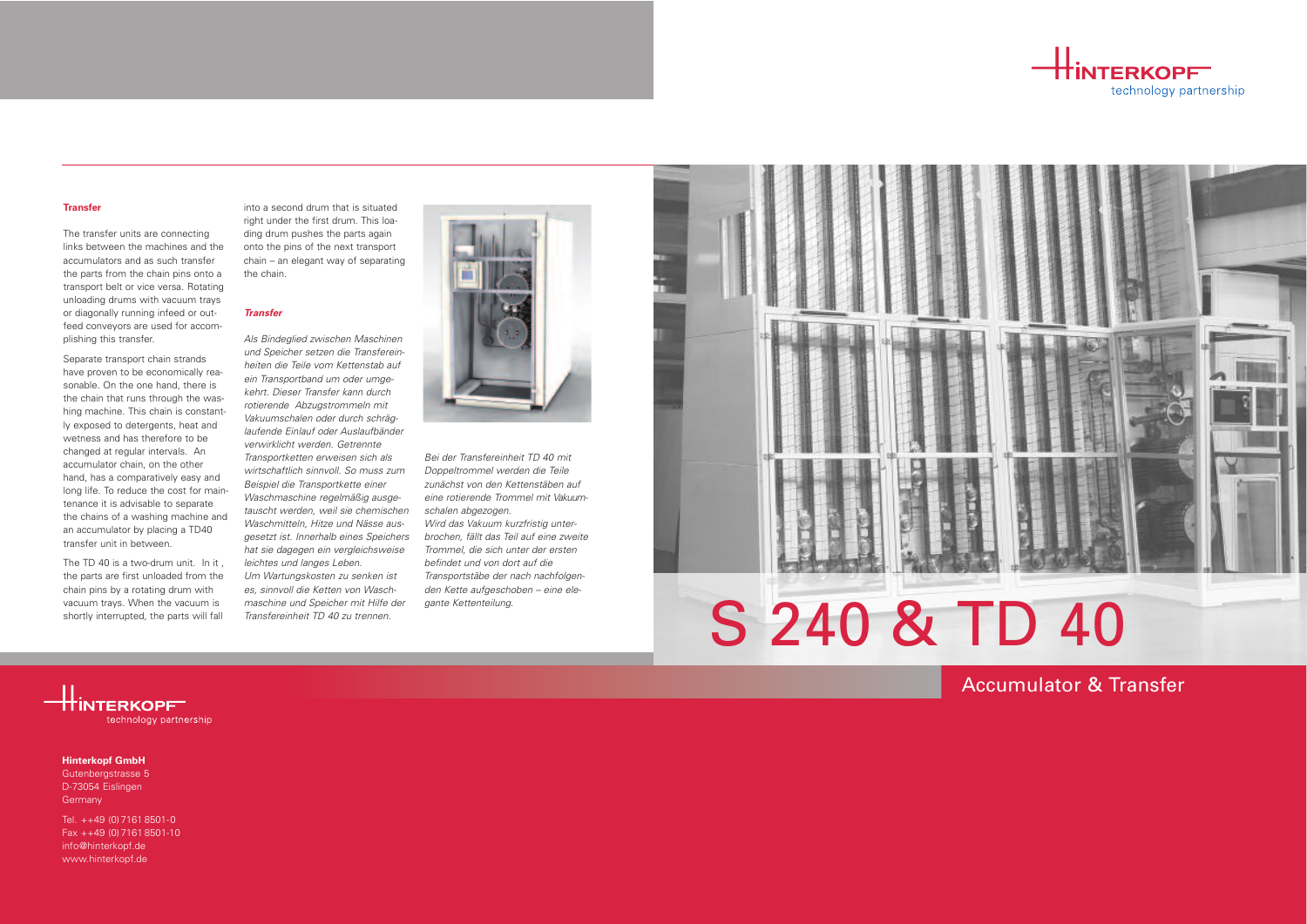# S 240 & TD 40

## Accumulator & Transfer

### Transfer

The transfer units are connecting links between the machines and the accumulators and as such transfer the parts from the chain pins onto a transport belt or vice versa. Rotating unloading drums with vacuum trays or diagonally running infeed or outfeed conveyors are used for accomplishing this transfer.

Separate transport chain strands have proven to be economically reasonable. On the one hand, there is the chain that runs through the washing machine. This chain is constantly exposed to detergents, heat and wetness and has therefore to be changed at regular intervals. An accumulator chain, on the other hand, has a comparatively easy and long life. To reduce the cost for maintenance it is advisable to separate the chains of a washing machine and an accumulator by placing a TD40 transfer unit in between.

The TD 40 is a two-drum unit. In it , the parts are first unloaded from the chain pins by a rotating drum with vacuum trays. When the vacuum is shortly interrupted, the parts will fall into a second drum that is situated right under the first drum. This loading drum pushes the parts again onto the pins of the next transport chain – an elegant way of separating the chain.

### *Transfer*

*Als Bindeglied zwischen Maschinen und Speicher setzen die Transfereinheiten die Teile vom Kettenstab auf ein Transportband um oder umgekehrt. Dieser Transfer kann durch rotierende Abzugstrommeln mit Vakuumschalen oder durch schräglaufende Einlauf oder Auslaufbänder verwirklicht werden. Getrennte Transportketten erweisen sich als wirtschaftlich sinnvoll. So muss zum Beispiel die Transportkette einer Waschmaschine regelmäßig ausgetauscht werden, weil sie chemischen Waschmitteln, Hitze und Nässe ausgesetzt ist. Innerhalb eines Speichers hat sie dagegen ein vergleichsweise leichtes und langes Leben.*
*Um Wartungskosten zu senken ist es, sinnvoll die Ketten von Waschmaschine und Speicher mit Hilfe der Transfereinheit TD 40 zu trennen.*

*Bei der Transfereinheit TD 40 mit Doppeltrommel werden die Teile zunächst von den Kettenstäben auf eine rotierende Trommel mit Vakuumschalen abgezogen.*
*Wird das Vakuum kurzfristig unterbrochen, fällt das Teil auf eine zweite Trommel, die sich unter der ersten befindet und von dort auf die Transportstäbe der nach nachfolgenden Kette aufgeschoben – eine elegante Kettenteilung.*

HINTERKOPF
technology partnership

**Hinterkopf GmbH**
Gutenbergstrasse 5
D-73054 Eislingen
Germany

Tel. ++49 (0) 7161 8501-0
Fax ++49 (0) 7161 8501-10
info@hinterkopf.de
www.hinterkopf.de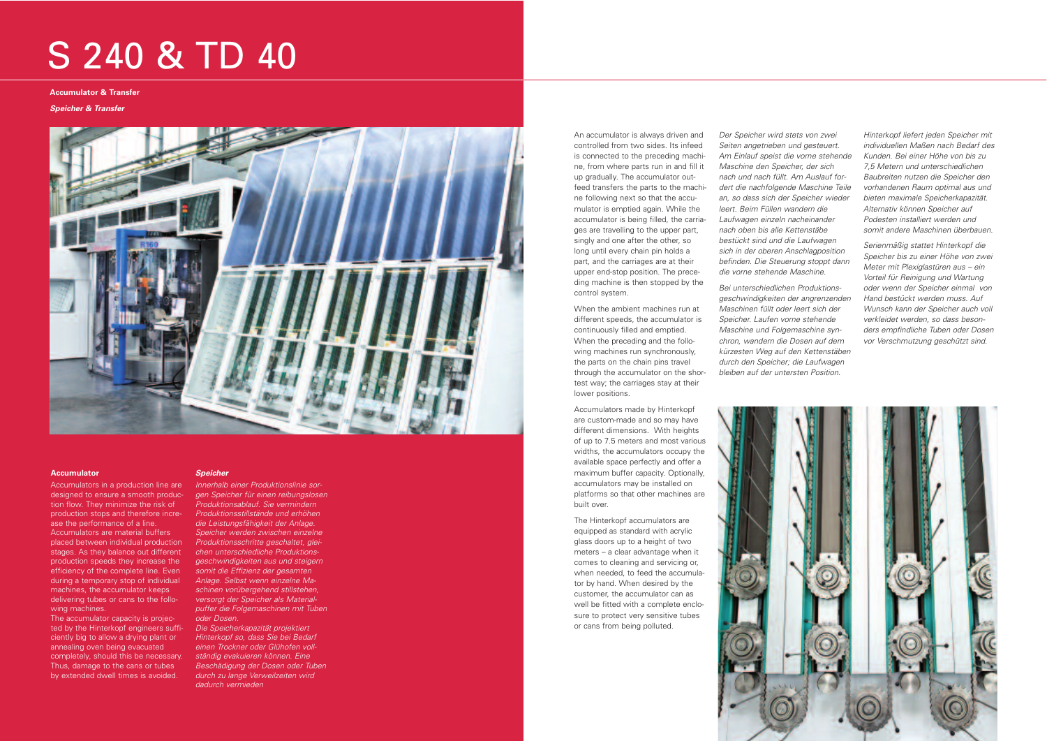# S 240 & TD 40

**Accumulator & Transfer**

***Speicher & Transfer***

### Accumulator

Accumulators in a production line are designed to ensure a smooth production flow. They minimize the risk of production stops and therefore increase the performance of a line. Accumulators are material buffers placed between individual production stages. As they balance out different production speeds they increase the efficiency of the complete line. Even during a temporary stop of individual machines, the accumulator keeps delivering tubes or cans to the following machines.

The accumulator capacity is projected by the Hinterkopf engineers sufficiently big to allow a drying plant or annealing oven being evacuated completely, should this be necessary. Thus, damage to the cans or tubes by extended dwell times is avoided.

### *Speicher*

*Innerhalb einer Produktionslinie sorgen Speicher für einen reibungslosen Produktionsablauf. Sie vermindern Produktionsstillstände und erhöhen die Leistungsfähigkeit der Anlage. Speicher werden zwischen einzelne Produktionsschritte geschaltet, gleichen unterschiedliche Produktionsgeschwindigkeiten aus und steigern somit die Effizienz der gesamten Anlage. Selbst wenn einzelne Maschinen vorübergehend stillstehen, versorgt der Speicher als Materialpuffer die Folgemaschinen mit Tuben oder Dosen.*

*Die Speicherkapazität projektiert Hinterkopf so, dass Sie bei Bedarf einen Trockner oder Glühofen vollständig evakuieren können. Eine Beschädigung der Dosen oder Tuben durch zu lange Verweilzeiten wird dadurch vermieden*

An accumulator is always driven and controlled from two sides. Its infeed is connected to the preceding machine, from where parts run in and fill it up gradually. The accumulator outfeed transfers the parts to the machine following next so that the accumulator is emptied again. While the accumulator is being filled, the carriages are travelling to the upper part, singly and one after the other, so long until every chain pin holds a part, and the carriages are at their upper end-stop position. The preceding machine is then stopped by the control system.

When the ambient machines run at different speeds, the accumulator is continuously filled and emptied. When the preceding and the following machines run synchronously, the parts on the chain pins travel through the accumulator on the shortest way; the carriages stay at their lower positions.

Accumulators made by Hinterkopf are custom-made and so may have different dimensions. With heights of up to 7.5 meters and most various widths, the accumulators occupy the available space perfectly and offer a maximum buffer capacity. Optionally, accumulators may be installed on platforms so that other machines are built over.

The Hinterkopf accumulators are equipped as standard with acrylic glass doors up to a height of two meters – a clear advantage when it comes to cleaning and servicing or, when needed, to feed the accumulator by hand. When desired by the customer, the accumulator can as well be fitted with a complete enclosure to protect very sensitive tubes or cans from being polluted.

*Der Speicher wird stets von zwei Seiten angetrieben und gesteuert. Am Einlauf speist die vorne stehende Maschine den Speicher, der sich nach und nach füllt. Am Auslauf fordert die nachfolgende Maschine Teile an, so dass sich der Speicher wieder leert. Beim Füllen wandern die Laufwagen einzeln nacheinander nach oben bis alle Kettenstäbe bestückt sind und die Laufwagen sich in der oberen Anschlagposition befinden. Die Steuerung stoppt dann die vorne stehende Maschine.*

*Bei unterschiedlichen Produktionsgeschwindigkeiten der angrenzenden Maschinen füllt oder leert sich der Speicher. Laufen vorne stehende Maschine und Folgemaschine synchron, wandern die Dosen auf dem kürzesten Weg auf den Kettenstäben durch den Speicher; die Laufwagen bleiben auf der untersten Position.*

*Hinterkopf liefert jeden Speicher mit individuellen Maßen nach Bedarf des Kunden. Bei einer Höhe von bis zu 7,5 Metern und unterschiedlichen Baubreiten nutzen die Speicher den vorhandenen Raum optimal aus und bieten maximale Speicherkapazität. Alternativ können Speicher auf Podesten installiert werden und somit andere Maschinen überbauen.*

*Serienmäßig stattet Hinterkopf die Speicher bis zu einer Höhe von zwei Meter mit Plexiglastüren aus – ein Vorteil für Reinigung und Wartung oder wenn der Speicher einmal von Hand bestückt werden muss. Auf Wunsch kann der Speicher auch voll verkleidet werden, so dass besonders empfindliche Tuben oder Dosen vor Verschmutzung geschützt sind.*